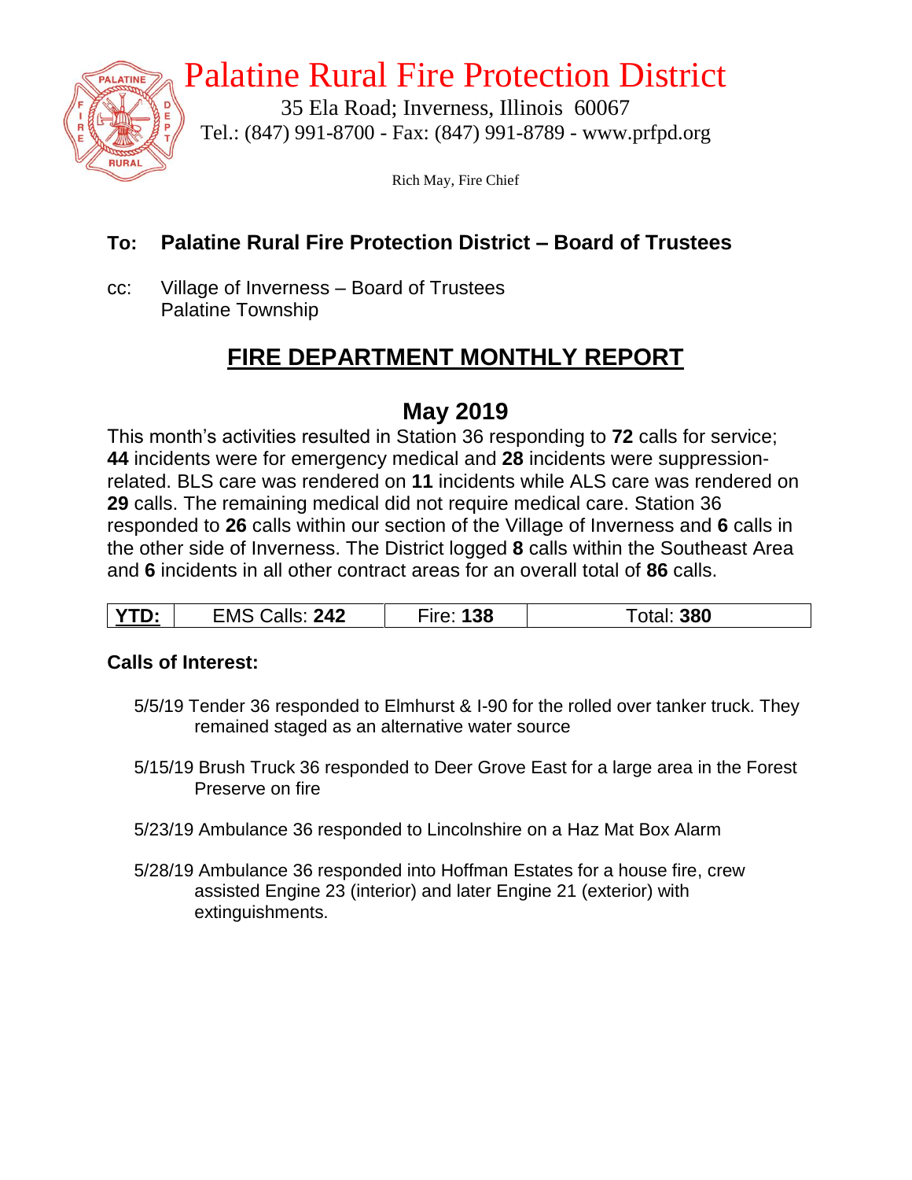# Palatine Rural Fire Protection District

35 Ela Road; Inverness, Illinois 60067
Tel.: (847) 991-8700 - Fax: (847) 991-8789 - www.prfpd.org

Rich May, Fire Chief

**To: Palatine Rural Fire Protection District – Board of Trustees**

cc: Village of Inverness – Board of Trustees
Palatine Township

## FIRE DEPARTMENT MONTHLY REPORT

## May 2019

This month's activities resulted in Station 36 responding to **72** calls for service; **44** incidents were for emergency medical and **28** incidents were suppression-related. BLS care was rendered on **11** incidents while ALS care was rendered on **29** calls. The remaining medical did not require medical care. Station 36 responded to **26** calls within our section of the Village of Inverness and **6** calls in the other side of Inverness. The District logged **8** calls within the Southeast Area and **6** incidents in all other contract areas for an overall total of **86** calls.

| **YTD:** | EMS Calls: **242** | Fire: **138** | Total: **380** |
|---|---|---|---|

**Calls of Interest:**

5/5/19 Tender 36 responded to Elmhurst & I-90 for the rolled over tanker truck. They remained staged as an alternative water source

5/15/19 Brush Truck 36 responded to Deer Grove East for a large area in the Forest Preserve on fire

5/23/19 Ambulance 36 responded to Lincolnshire on a Haz Mat Box Alarm

5/28/19 Ambulance 36 responded into Hoffman Estates for a house fire, crew assisted Engine 23 (interior) and later Engine 21 (exterior) with extinguishments.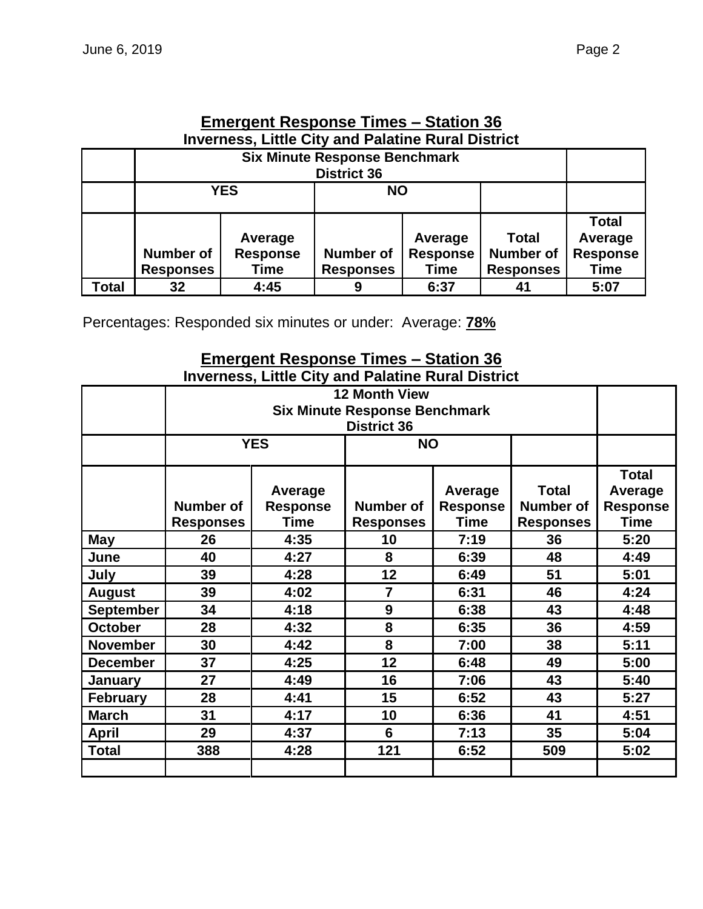## Emergent Response Times – Station 36

**Inverness, Little City and Palatine Rural District**

| | Six Minute Response Benchmark District 36 | | | | | |
|---|---|---|---|---|---|---|
| | YES | | NO | | | |
| | Number of Responses | Average Response Time | Number of Responses | Average Response Time | Total Number of Responses | Total Average Response Time |
| **Total** | 32 | 4:45 | 9 | 6:37 | 41 | 5:07 |

Percentages: Responded six minutes or under: Average: **78%**

## Emergent Response Times – Station 36

**Inverness, Little City and Palatine Rural District**

| | 12 Month View Six Minute Response Benchmark District 36 | | | | | |
|---|---|---|---|---|---|---|
| | YES | | NO | | | |
| | Number of Responses | Average Response Time | Number of Responses | Average Response Time | Total Number of Responses | Total Average Response Time |
| **May** | 26 | 4:35 | 10 | 7:19 | 36 | 5:20 |
| **June** | 40 | 4:27 | 8 | 6:39 | 48 | 4:49 |
| **July** | 39 | 4:28 | 12 | 6:49 | 51 | 5:01 |
| **August** | 39 | 4:02 | 7 | 6:31 | 46 | 4:24 |
| **September** | 34 | 4:18 | 9 | 6:38 | 43 | 4:48 |
| **October** | 28 | 4:32 | 8 | 6:35 | 36 | 4:59 |
| **November** | 30 | 4:42 | 8 | 7:00 | 38 | 5:11 |
| **December** | 37 | 4:25 | 12 | 6:48 | 49 | 5:00 |
| **January** | 27 | 4:49 | 16 | 7:06 | 43 | 5:40 |
| **February** | 28 | 4:41 | 15 | 6:52 | 43 | 5:27 |
| **March** | 31 | 4:17 | 10 | 6:36 | 41 | 4:51 |
| **April** | 29 | 4:37 | 6 | 7:13 | 35 | 5:04 |
| **Total** | 388 | 4:28 | 121 | 6:52 | 509 | 5:02 |
| | | | | | | |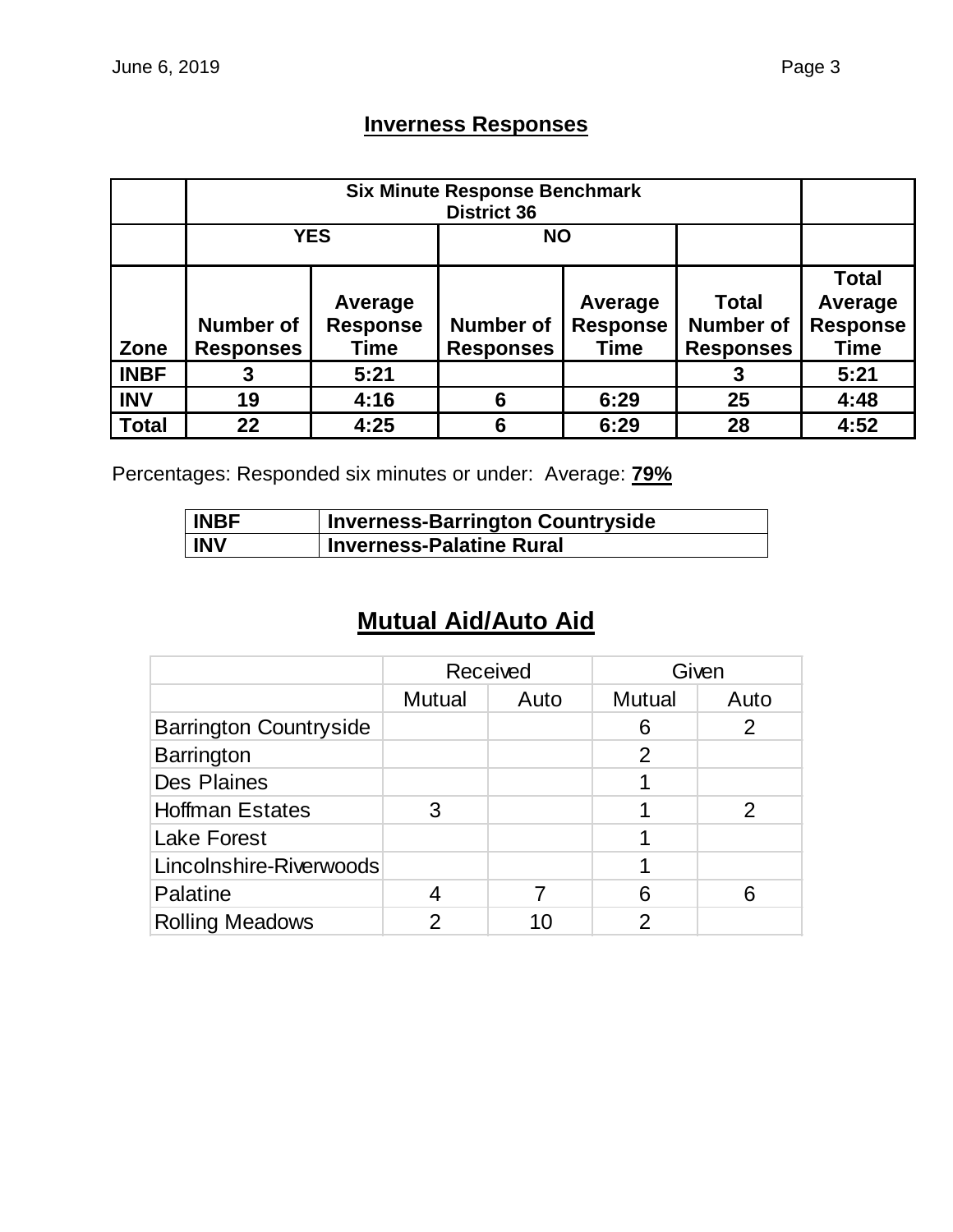## Inverness Responses

| | Six Minute Response Benchmark District 36 | | | | | |
|---|---|---|---|---|---|---|
| | YES | | NO | | | |
| **Zone** | **Number of Responses** | **Average Response Time** | **Number of Responses** | **Average Response Time** | **Total Number of Responses** | **Total Average Response Time** |
| **INBF** | **3** | **5:21** | | | **3** | **5:21** |
| **INV** | **19** | **4:16** | **6** | **6:29** | **25** | **4:48** |
| **Total** | **22** | **4:25** | **6** | **6:29** | **28** | **4:52** |

Percentages: Responded six minutes or under: Average: **79%**

| | |
|---|---|
| **INBF** | **Inverness-Barrington Countryside** |
| **INV** | **Inverness-Palatine Rural** |

## Mutual Aid/Auto Aid

| | Received | | Given | |
|---|---|---|---|---|
| | Mutual | Auto | Mutual | Auto |
| Barrington Countryside | | | 6 | 2 |
| Barrington | | | 2 | |
| Des Plaines | | | 1 | |
| Hoffman Estates | 3 | | 1 | 2 |
| Lake Forest | | | 1 | |
| Lincolnshire-Riverwoods | | | 1 | |
| Palatine | 4 | 7 | 6 | 6 |
| Rolling Meadows | 2 | 10 | 2 | |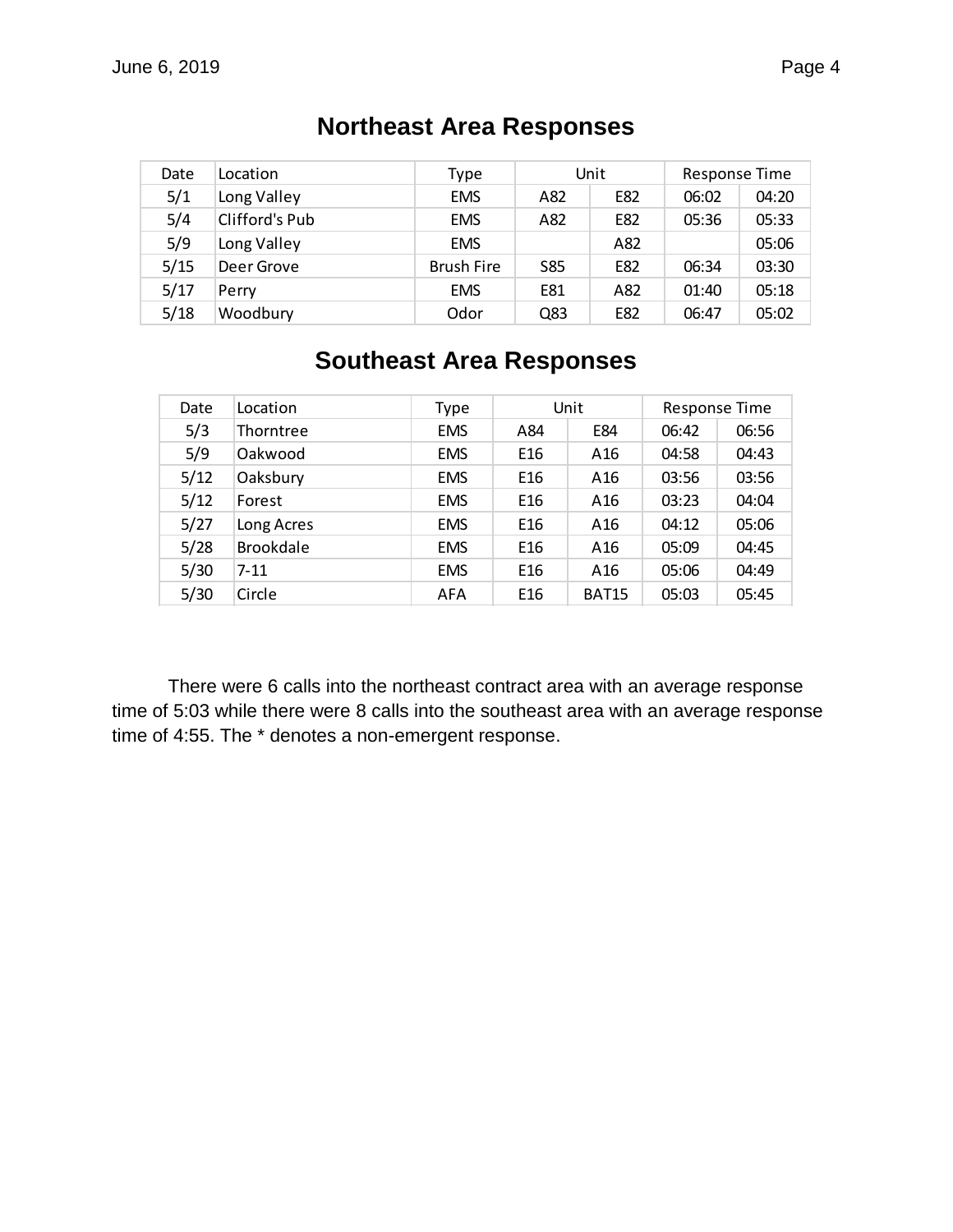## Northeast Area Responses

| Date | Location | Type | Unit | | Response Time | |
|---|---|---|---|---|---|---|
| 5/1 | Long Valley | EMS | A82 | E82 | 06:02 | 04:20 |
| 5/4 | Clifford's Pub | EMS | A82 | E82 | 05:36 | 05:33 |
| 5/9 | Long Valley | EMS | | A82 | | 05:06 |
| 5/15 | Deer Grove | Brush Fire | S85 | E82 | 06:34 | 03:30 |
| 5/17 | Perry | EMS | E81 | A82 | 01:40 | 05:18 |
| 5/18 | Woodbury | Odor | Q83 | E82 | 06:47 | 05:02 |

## Southeast Area Responses

| Date | Location | Type | Unit | | Response Time | |
|---|---|---|---|---|---|---|
| 5/3 | Thorntree | EMS | A84 | E84 | 06:42 | 06:56 |
| 5/9 | Oakwood | EMS | E16 | A16 | 04:58 | 04:43 |
| 5/12 | Oaksbury | EMS | E16 | A16 | 03:56 | 03:56 |
| 5/12 | Forest | EMS | E16 | A16 | 03:23 | 04:04 |
| 5/27 | Long Acres | EMS | E16 | A16 | 04:12 | 05:06 |
| 5/28 | Brookdale | EMS | E16 | A16 | 05:09 | 04:45 |
| 5/30 | 7-11 | EMS | E16 | A16 | 05:06 | 04:49 |
| 5/30 | Circle | AFA | E16 | BAT15 | 05:03 | 05:45 |

There were 6 calls into the northeast contract area with an average response time of 5:03 while there were 8 calls into the southeast area with an average response time of 4:55. The * denotes a non-emergent response.